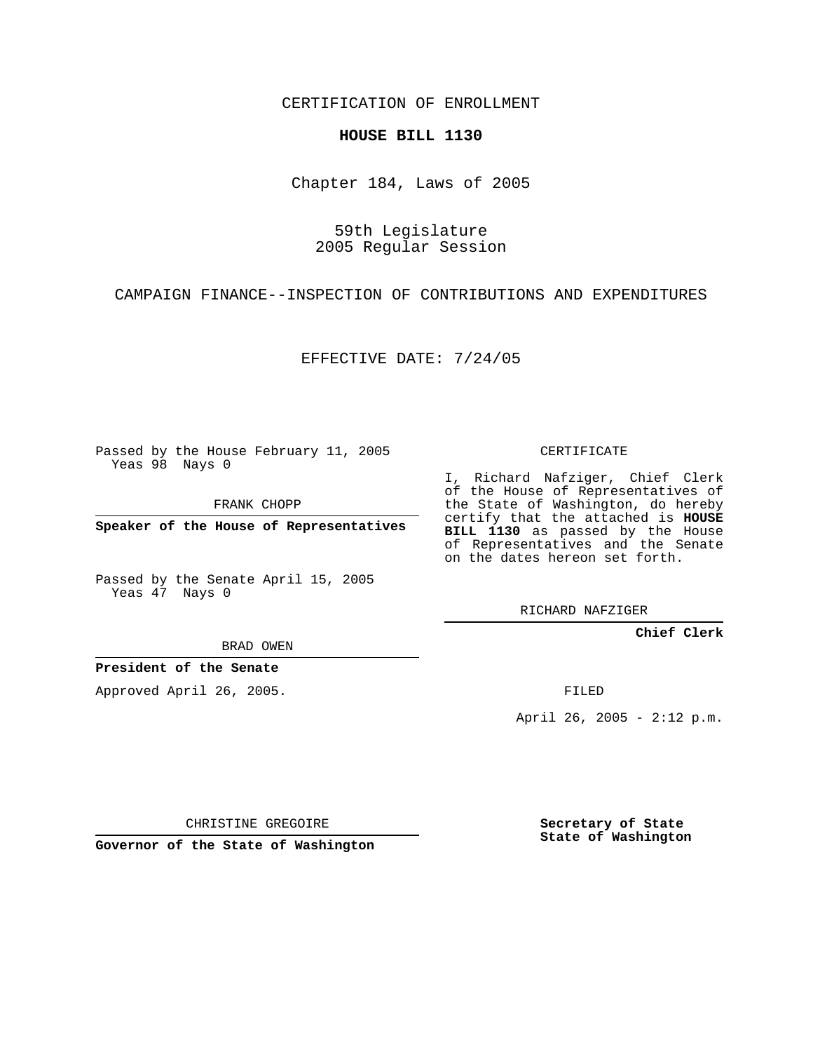CERTIFICATION OF ENROLLMENT

**HOUSE BILL 1130**

Chapter 184, Laws of 2005

59th Legislature
2005 Regular Session

CAMPAIGN FINANCE--INSPECTION OF CONTRIBUTIONS AND EXPENDITURES

EFFECTIVE DATE: 7/24/05

Passed by the House February 11, 2005
Yeas 98 Nays 0

FRANK CHOPP

**Speaker of the House of Representatives**

Passed by the Senate April 15, 2005
Yeas 47 Nays 0

BRAD OWEN

**President of the Senate**

Approved April 26, 2005.

CHRISTINE GREGOIRE

**Governor of the State of Washington**

CERTIFICATE

I, Richard Nafziger, Chief Clerk of the House of Representatives of the State of Washington, do hereby certify that the attached is **HOUSE BILL 1130** as passed by the House of Representatives and the Senate on the dates hereon set forth.

RICHARD NAFZIGER

**Chief Clerk**

FILED

April 26, 2005 - 2:12 p.m.

**Secretary of State**
**State of Washington**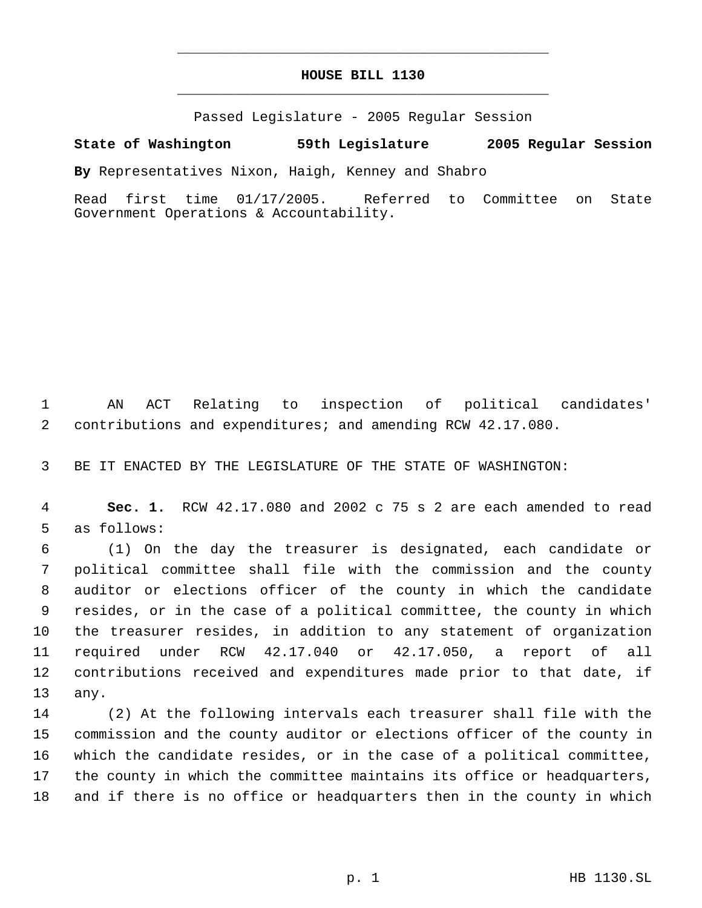# HOUSE BILL 1130

Passed Legislature - 2005 Regular Session

**State of Washington 59th Legislature 2005 Regular Session**

**By** Representatives Nixon, Haigh, Kenney and Shabro

Read first time 01/17/2005. Referred to Committee on State Government Operations & Accountability.

AN ACT Relating to inspection of political candidates' contributions and expenditures; and amending RCW 42.17.080.

BE IT ENACTED BY THE LEGISLATURE OF THE STATE OF WASHINGTON:

**Sec. 1.** RCW 42.17.080 and 2002 c 75 s 2 are each amended to read as follows:

(1) On the day the treasurer is designated, each candidate or political committee shall file with the commission and the county auditor or elections officer of the county in which the candidate resides, or in the case of a political committee, the county in which the treasurer resides, in addition to any statement of organization required under RCW 42.17.040 or 42.17.050, a report of all contributions received and expenditures made prior to that date, if any.

(2) At the following intervals each treasurer shall file with the commission and the county auditor or elections officer of the county in which the candidate resides, or in the case of a political committee, the county in which the committee maintains its office or headquarters, and if there is no office or headquarters then in the county in which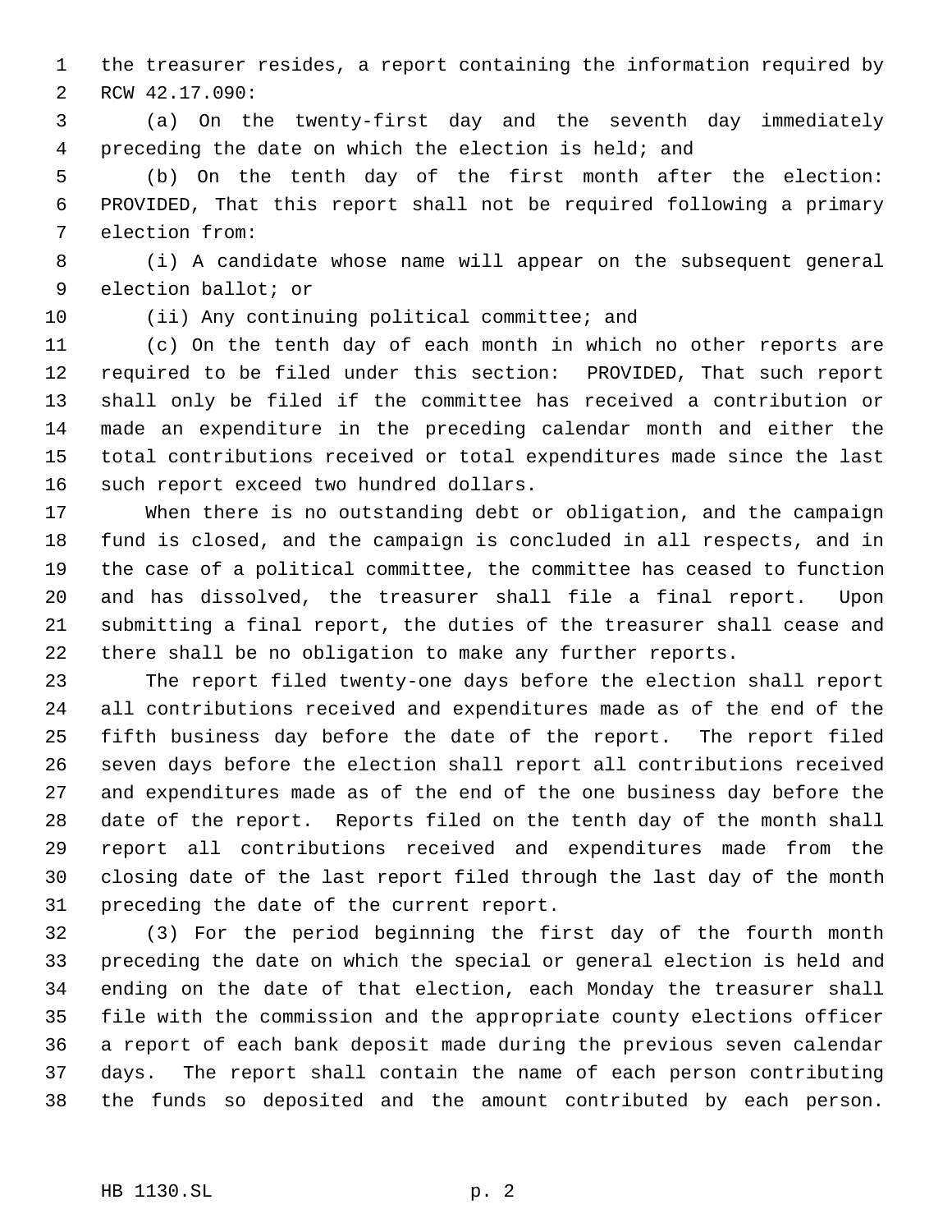the treasurer resides, a report containing the information required by RCW 42.17.090:

(a) On the twenty-first day and the seventh day immediately preceding the date on which the election is held; and

(b) On the tenth day of the first month after the election: PROVIDED, That this report shall not be required following a primary election from:

(i) A candidate whose name will appear on the subsequent general election ballot; or

(ii) Any continuing political committee; and

(c) On the tenth day of each month in which no other reports are required to be filed under this section: PROVIDED, That such report shall only be filed if the committee has received a contribution or made an expenditure in the preceding calendar month and either the total contributions received or total expenditures made since the last such report exceed two hundred dollars.

When there is no outstanding debt or obligation, and the campaign fund is closed, and the campaign is concluded in all respects, and in the case of a political committee, the committee has ceased to function and has dissolved, the treasurer shall file a final report. Upon submitting a final report, the duties of the treasurer shall cease and there shall be no obligation to make any further reports.

The report filed twenty-one days before the election shall report all contributions received and expenditures made as of the end of the fifth business day before the date of the report. The report filed seven days before the election shall report all contributions received and expenditures made as of the end of the one business day before the date of the report. Reports filed on the tenth day of the month shall report all contributions received and expenditures made from the closing date of the last report filed through the last day of the month preceding the date of the current report.

(3) For the period beginning the first day of the fourth month preceding the date on which the special or general election is held and ending on the date of that election, each Monday the treasurer shall file with the commission and the appropriate county elections officer a report of each bank deposit made during the previous seven calendar days. The report shall contain the name of each person contributing the funds so deposited and the amount contributed by each person.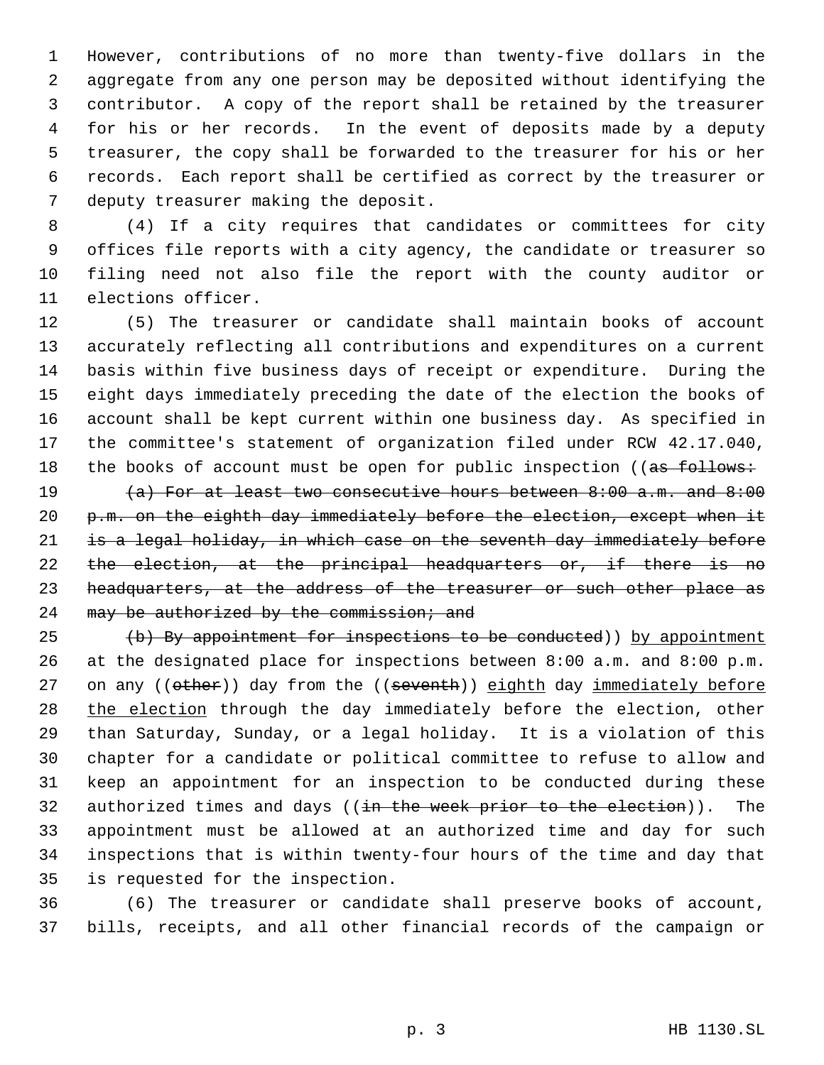However, contributions of no more than twenty-five dollars in the aggregate from any one person may be deposited without identifying the contributor. A copy of the report shall be retained by the treasurer for his or her records. In the event of deposits made by a deputy treasurer, the copy shall be forwarded to the treasurer for his or her records. Each report shall be certified as correct by the treasurer or deputy treasurer making the deposit.

(4) If a city requires that candidates or committees for city offices file reports with a city agency, the candidate or treasurer so filing need not also file the report with the county auditor or elections officer.

(5) The treasurer or candidate shall maintain books of account accurately reflecting all contributions and expenditures on a current basis within five business days of receipt or expenditure. During the eight days immediately preceding the date of the election the books of account shall be kept current within one business day. As specified in the committee's statement of organization filed under RCW 42.17.040, the books of account must be open for public inspection ((~~as follows:~~

~~(a) For at least two consecutive hours between 8:00 a.m. and 8:00 p.m. on the eighth day immediately before the election, except when it is a legal holiday, in which case on the seventh day immediately before the election, at the principal headquarters or, if there is no headquarters, at the address of the treasurer or such other place as may be authorized by the commission; and~~

~~(b) By appointment for inspections to be conducted~~)) <u>by appointment</u> at the designated place for inspections between 8:00 a.m. and 8:00 p.m. on any ((~~other~~)) day from the ((~~seventh~~)) <u>eighth</u> day <u>immediately before the election</u> through the day immediately before the election, other than Saturday, Sunday, or a legal holiday. It is a violation of this chapter for a candidate or political committee to refuse to allow and keep an appointment for an inspection to be conducted during these authorized times and days ((~~in the week prior to the election~~)). The appointment must be allowed at an authorized time and day for such inspections that is within twenty-four hours of the time and day that is requested for the inspection.

(6) The treasurer or candidate shall preserve books of account, bills, receipts, and all other financial records of the campaign or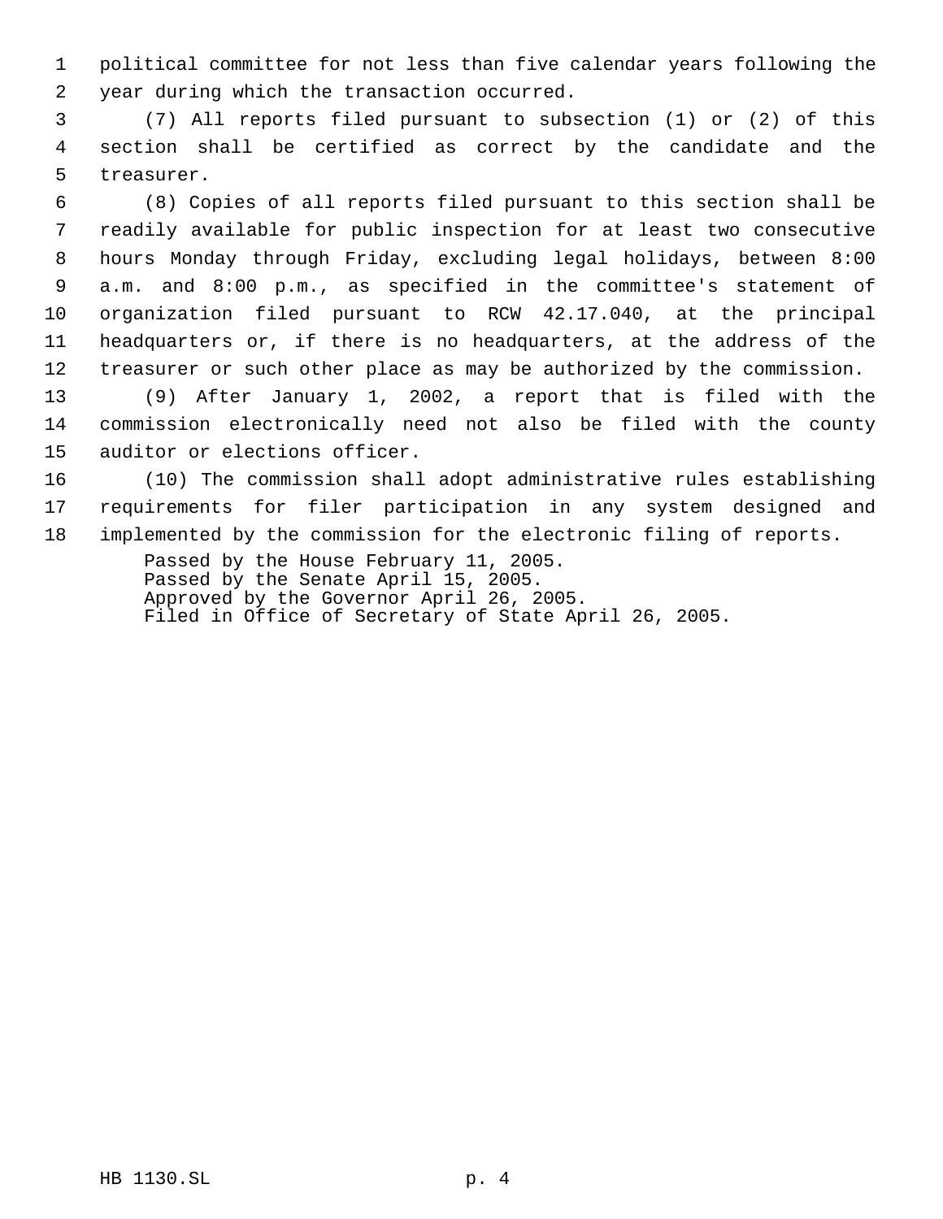political committee for not less than five calendar years following the year during which the transaction occurred.

(7) All reports filed pursuant to subsection (1) or (2) of this section shall be certified as correct by the candidate and the treasurer.

(8) Copies of all reports filed pursuant to this section shall be readily available for public inspection for at least two consecutive hours Monday through Friday, excluding legal holidays, between 8:00 a.m. and 8:00 p.m., as specified in the committee's statement of organization filed pursuant to RCW 42.17.040, at the principal headquarters or, if there is no headquarters, at the address of the treasurer or such other place as may be authorized by the commission.

(9) After January 1, 2002, a report that is filed with the commission electronically need not also be filed with the county auditor or elections officer.

(10) The commission shall adopt administrative rules establishing requirements for filer participation in any system designed and implemented by the commission for the electronic filing of reports.

Passed by the House February 11, 2005.
Passed by the Senate April 15, 2005.
Approved by the Governor April 26, 2005.
Filed in Office of Secretary of State April 26, 2005.